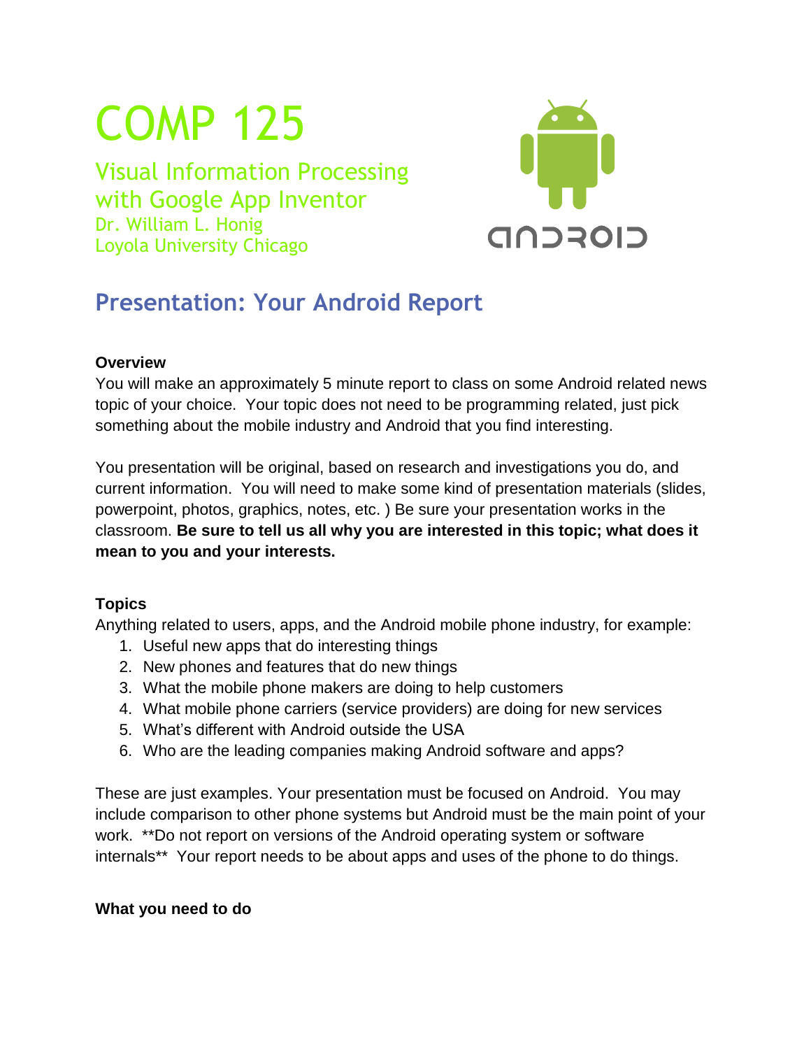# COMP 125

## Visual Information Processing with Google App Inventor

Dr. William L. Honig
Loyola University Chicago

## Presentation: Your Android Report

**Overview**

You will make an approximately 5 minute report to class on some Android related news topic of your choice. Your topic does not need to be programming related, just pick something about the mobile industry and Android that you find interesting.

You presentation will be original, based on research and investigations you do, and current information. You will need to make some kind of presentation materials (slides, powerpoint, photos, graphics, notes, etc. ) Be sure your presentation works in the classroom. **Be sure to tell us all why you are interested in this topic; what does it mean to you and your interests.**

**Topics**

Anything related to users, apps, and the Android mobile phone industry, for example:

1. Useful new apps that do interesting things
2. New phones and features that do new things
3. What the mobile phone makers are doing to help customers
4. What mobile phone carriers (service providers) are doing for new services
5. What's different with Android outside the USA
6. Who are the leading companies making Android software and apps?

These are just examples. Your presentation must be focused on Android. You may include comparison to other phone systems but Android must be the main point of your work. **Do not report on versions of the Android operating system or software internals** Your report needs to be about apps and uses of the phone to do things.

**What you need to do**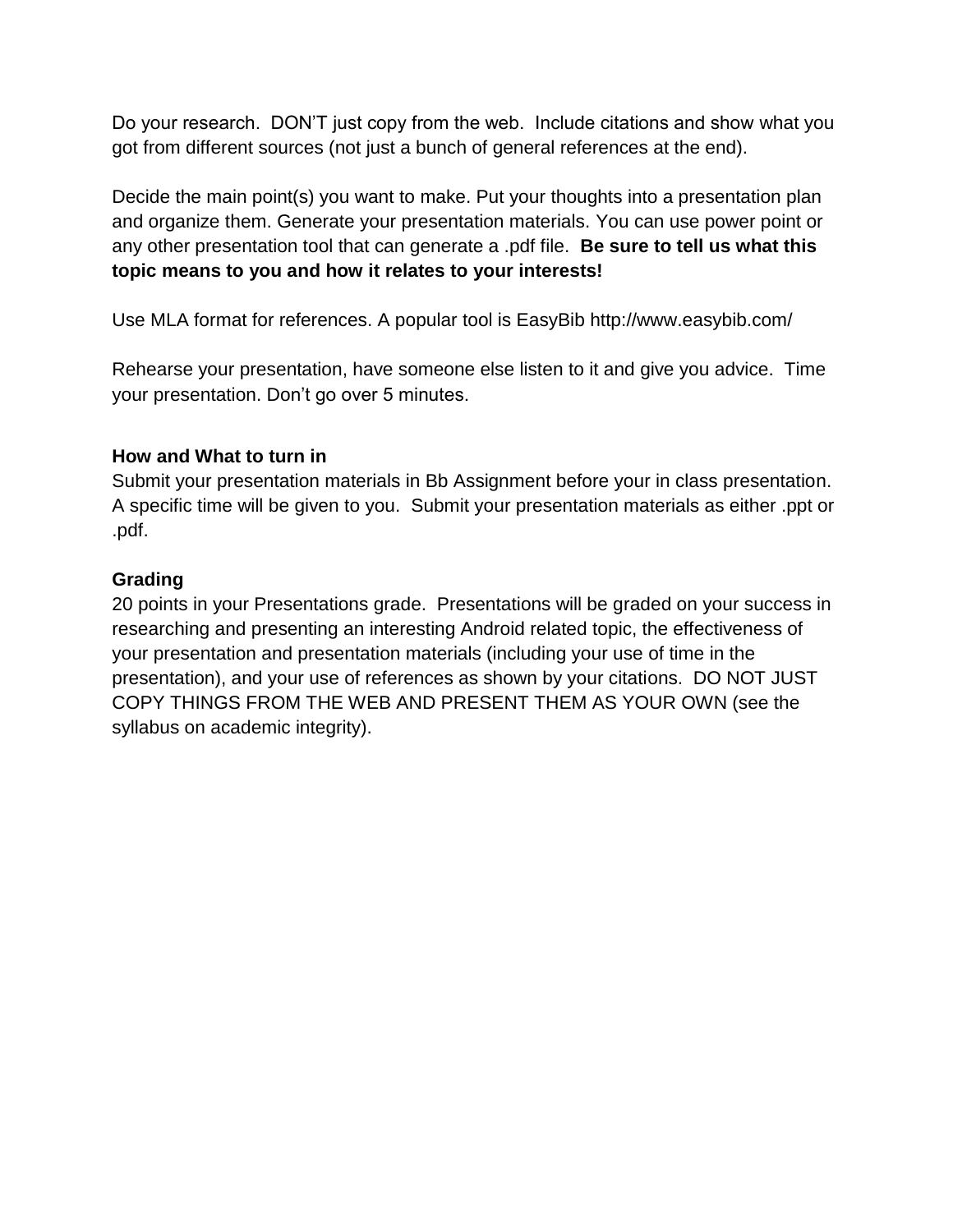Do your research. DON'T just copy from the web. Include citations and show what you got from different sources (not just a bunch of general references at the end).

Decide the main point(s) you want to make. Put your thoughts into a presentation plan and organize them. Generate your presentation materials. You can use power point or any other presentation tool that can generate a .pdf file. **Be sure to tell us what this topic means to you and how it relates to your interests!**

Use MLA format for references. A popular tool is EasyBib http://www.easybib.com/

Rehearse your presentation, have someone else listen to it and give you advice. Time your presentation. Don't go over 5 minutes.

**How and What to turn in**

Submit your presentation materials in Bb Assignment before your in class presentation. A specific time will be given to you. Submit your presentation materials as either .ppt or .pdf.

**Grading**

20 points in your Presentations grade. Presentations will be graded on your success in researching and presenting an interesting Android related topic, the effectiveness of your presentation and presentation materials (including your use of time in the presentation), and your use of references as shown by your citations. DO NOT JUST COPY THINGS FROM THE WEB AND PRESENT THEM AS YOUR OWN (see the syllabus on academic integrity).